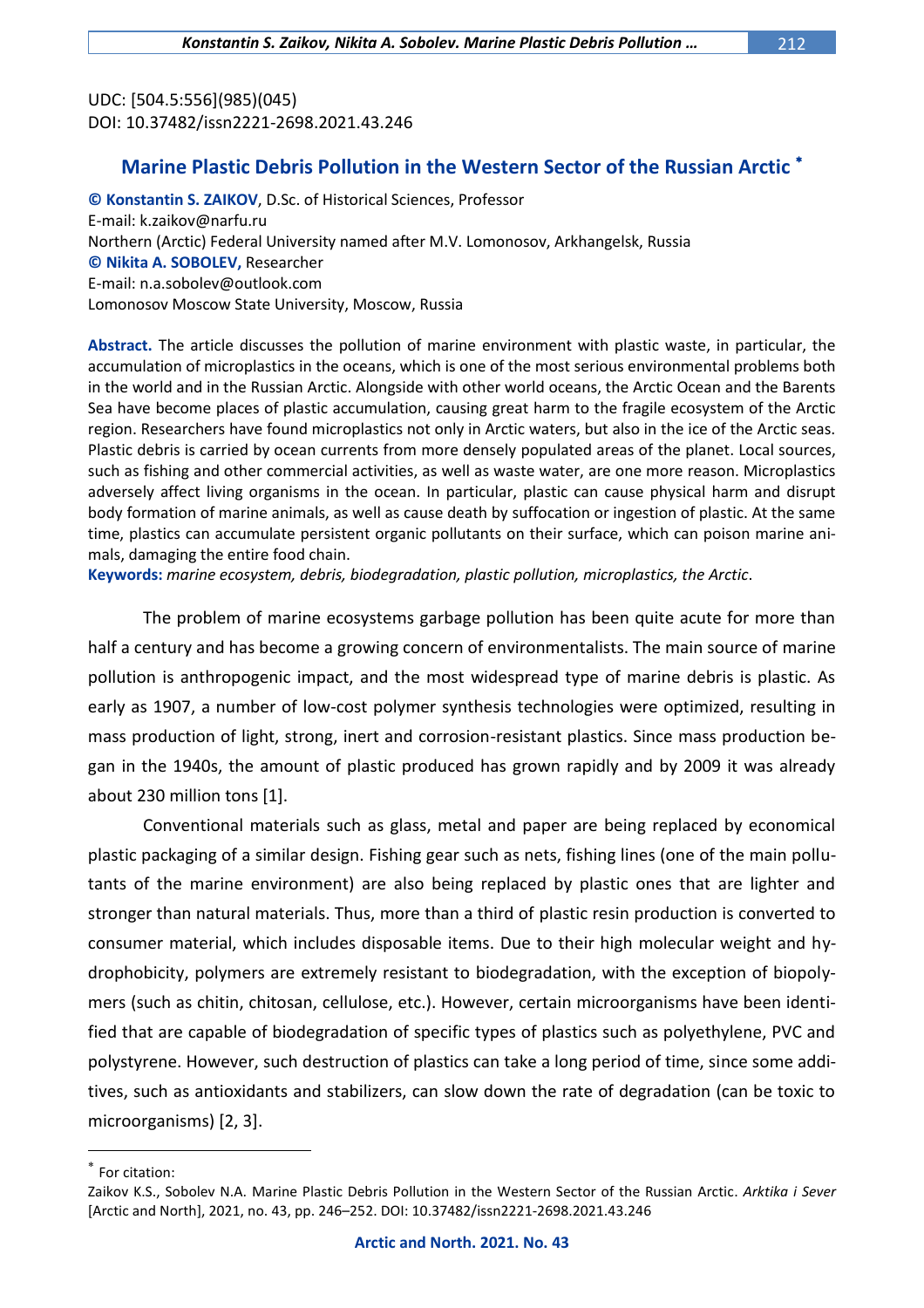UDC: [504.5:556](985)(045)
DOI: 10.37482/issn2221-2698.2021.43.246

# Marine Plastic Debris Pollution in the Western Sector of the Russian Arctic [*]

**© Konstantin S. ZAIKOV**, D.Sc. of Historical Sciences, Professor
E-mail: k.zaikov@narfu.ru
Northern (Arctic) Federal University named after M.V. Lomonosov, Arkhangelsk, Russia
**© Nikita A. SOBOLEV,** Researcher
E-mail: n.a.sobolev@outlook.com
Lomonosov Moscow State University, Moscow, Russia

**Abstract.** The article discusses the pollution of marine environment with plastic waste, in particular, the accumulation of microplastics in the oceans, which is one of the most serious environmental problems both in the world and in the Russian Arctic. Alongside with other world oceans, the Arctic Ocean and the Barents Sea have become places of plastic accumulation, causing great harm to the fragile ecosystem of the Arctic region. Researchers have found microplastics not only in Arctic waters, but also in the ice of the Arctic seas. Plastic debris is carried by ocean currents from more densely populated areas of the planet. Local sources, such as fishing and other commercial activities, as well as waste water, are one more reason. Microplastics adversely affect living organisms in the ocean. In particular, plastic can cause physical harm and disrupt body formation of marine animals, as well as cause death by suffocation or ingestion of plastic. At the same time, plastics can accumulate persistent organic pollutants on their surface, which can poison marine animals, damaging the entire food chain.
**Keywords:** *marine ecosystem, debris, biodegradation, plastic pollution, microplastics, the Arctic*.

The problem of marine ecosystems garbage pollution has been quite acute for more than half a century and has become a growing concern of environmentalists. The main source of marine pollution is anthropogenic impact, and the most widespread type of marine debris is plastic. As early as 1907, a number of low-cost polymer synthesis technologies were optimized, resulting in mass production of light, strong, inert and corrosion-resistant plastics. Since mass production began in the 1940s, the amount of plastic produced has grown rapidly and by 2009 it was already about 230 million tons [1].

Conventional materials such as glass, metal and paper are being replaced by economical plastic packaging of a similar design. Fishing gear such as nets, fishing lines (one of the main pollutants of the marine environment) are also being replaced by plastic ones that are lighter and stronger than natural materials. Thus, more than a third of plastic resin production is converted to consumer material, which includes disposable items. Due to their high molecular weight and hydrophobicity, polymers are extremely resistant to biodegradation, with the exception of biopolymers (such as chitin, chitosan, cellulose, etc.). However, certain microorganisms have been identified that are capable of biodegradation of specific types of plastics such as polyethylene, PVC and polystyrene. However, such destruction of plastics can take a long period of time, since some additives, such as antioxidants and stabilizers, can slow down the rate of degradation (can be toxic to microorganisms) [2, 3].

---

[*] For citation:
Zaikov K.S., Sobolev N.A. Marine Plastic Debris Pollution in the Western Sector of the Russian Arctic. *Arktika i Sever* [Arctic and North], 2021, no. 43, pp. 246–252. DOI: 10.37482/issn2221-2698.2021.43.246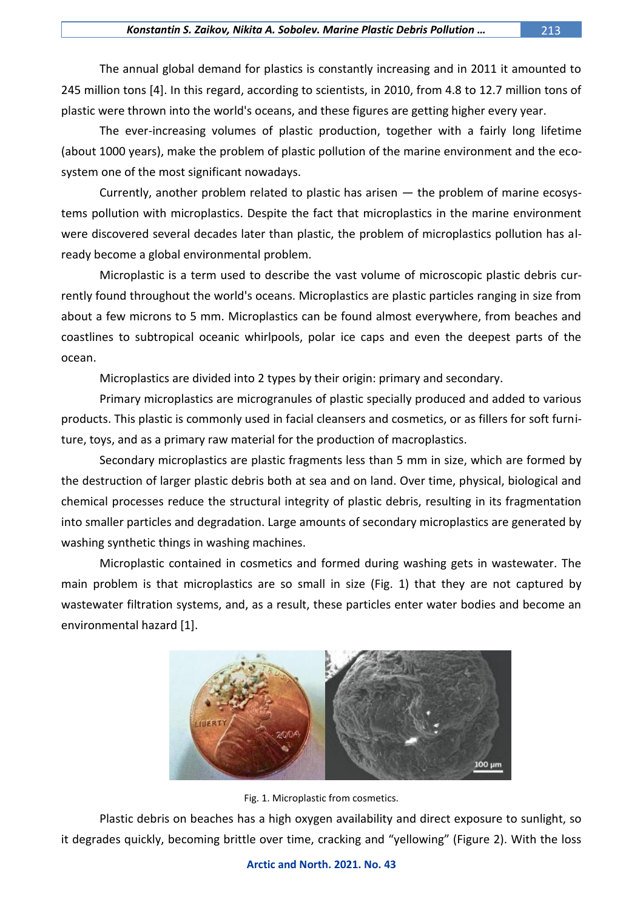The annual global demand for plastics is constantly increasing and in 2011 it amounted to 245 million tons [4]. In this regard, according to scientists, in 2010, from 4.8 to 12.7 million tons of plastic were thrown into the world's oceans, and these figures are getting higher every year.

The ever-increasing volumes of plastic production, together with a fairly long lifetime (about 1000 years), make the problem of plastic pollution of the marine environment and the ecosystem one of the most significant nowadays.

Currently, another problem related to plastic has arisen — the problem of marine ecosystems pollution with microplastics. Despite the fact that microplastics in the marine environment were discovered several decades later than plastic, the problem of microplastics pollution has already become a global environmental problem.

Microplastic is a term used to describe the vast volume of microscopic plastic debris currently found throughout the world's oceans. Microplastics are plastic particles ranging in size from about a few microns to 5 mm. Microplastics can be found almost everywhere, from beaches and coastlines to subtropical oceanic whirlpools, polar ice caps and even the deepest parts of the ocean.

Microplastics are divided into 2 types by their origin: primary and secondary.

Primary microplastics are microgranules of plastic specially produced and added to various products. This plastic is commonly used in facial cleansers and cosmetics, or as fillers for soft furniture, toys, and as a primary raw material for the production of macroplastics.

Secondary microplastics are plastic fragments less than 5 mm in size, which are formed by the destruction of larger plastic debris both at sea and on land. Over time, physical, biological and chemical processes reduce the structural integrity of plastic debris, resulting in its fragmentation into smaller particles and degradation. Large amounts of secondary microplastics are generated by washing synthetic things in washing machines.

Microplastic contained in cosmetics and formed during washing gets in wastewater. The main problem is that microplastics are so small in size (Fig. 1) that they are not captured by wastewater filtration systems, and, as a result, these particles enter water bodies and become an environmental hazard [1].

Fig. 1. Microplastic from cosmetics.

Plastic debris on beaches has a high oxygen availability and direct exposure to sunlight, so it degrades quickly, becoming brittle over time, cracking and "yellowing" (Figure 2). With the loss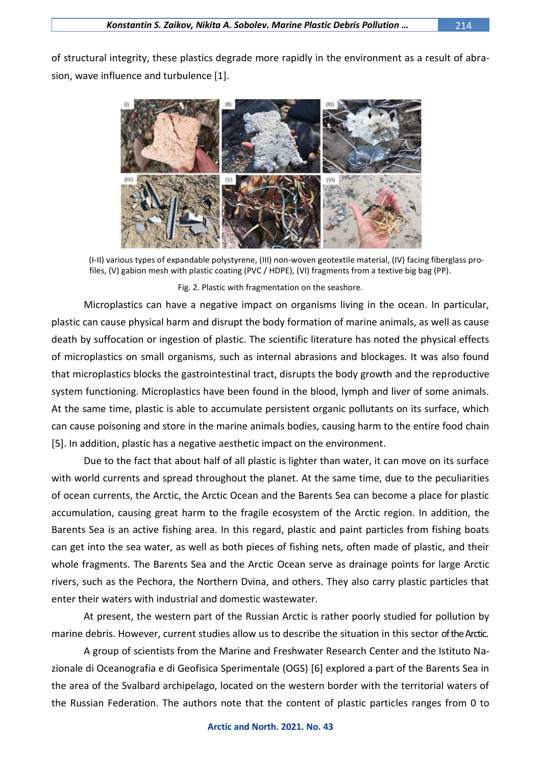of structural integrity, these plastics degrade more rapidly in the environment as a result of abrasion, wave influence and turbulence [1].

(I-II) various types of expandable polystyrene, (III) non-woven geotextile material, (IV) facing fiberglass profiles, (V) gabion mesh with plastic coating (PVC / HDPE), (VI) fragments from a textive big bag (PP).

Fig. 2. Plastic with fragmentation on the seashore.

Microplastics can have a negative impact on organisms living in the ocean. In particular, plastic can cause physical harm and disrupt the body formation of marine animals, as well as cause death by suffocation or ingestion of plastic. The scientific literature has noted the physical effects of microplastics on small organisms, such as internal abrasions and blockages. It was also found that microplastics blocks the gastrointestinal tract, disrupts the body growth and the reproductive system functioning. Microplastics have been found in the blood, lymph and liver of some animals. At the same time, plastic is able to accumulate persistent organic pollutants on its surface, which can cause poisoning and store in the marine animals bodies, causing harm to the entire food chain [5]. In addition, plastic has a negative aesthetic impact on the environment.

Due to the fact that about half of all plastic is lighter than water, it can move on its surface with world currents and spread throughout the planet. At the same time, due to the peculiarities of ocean currents, the Arctic, the Arctic Ocean and the Barents Sea can become a place for plastic accumulation, causing great harm to the fragile ecosystem of the Arctic region. In addition, the Barents Sea is an active fishing area. In this regard, plastic and paint particles from fishing boats can get into the sea water, as well as both pieces of fishing nets, often made of plastic, and their whole fragments. The Barents Sea and the Arctic Ocean serve as drainage points for large Arctic rivers, such as the Pechora, the Northern Dvina, and others. They also carry plastic particles that enter their waters with industrial and domestic wastewater.

At present, the western part of the Russian Arctic is rather poorly studied for pollution by marine debris. However, current studies allow us to describe the situation in this sector of the Arctic.

A group of scientists from the Marine and Freshwater Research Center and the Istituto Nazionale di Oceanografia e di Geofisica Sperimentale (OGS) [6] explored a part of the Barents Sea in the area of the Svalbard archipelago, located on the western border with the territorial waters of the Russian Federation. The authors note that the content of plastic particles ranges from 0 to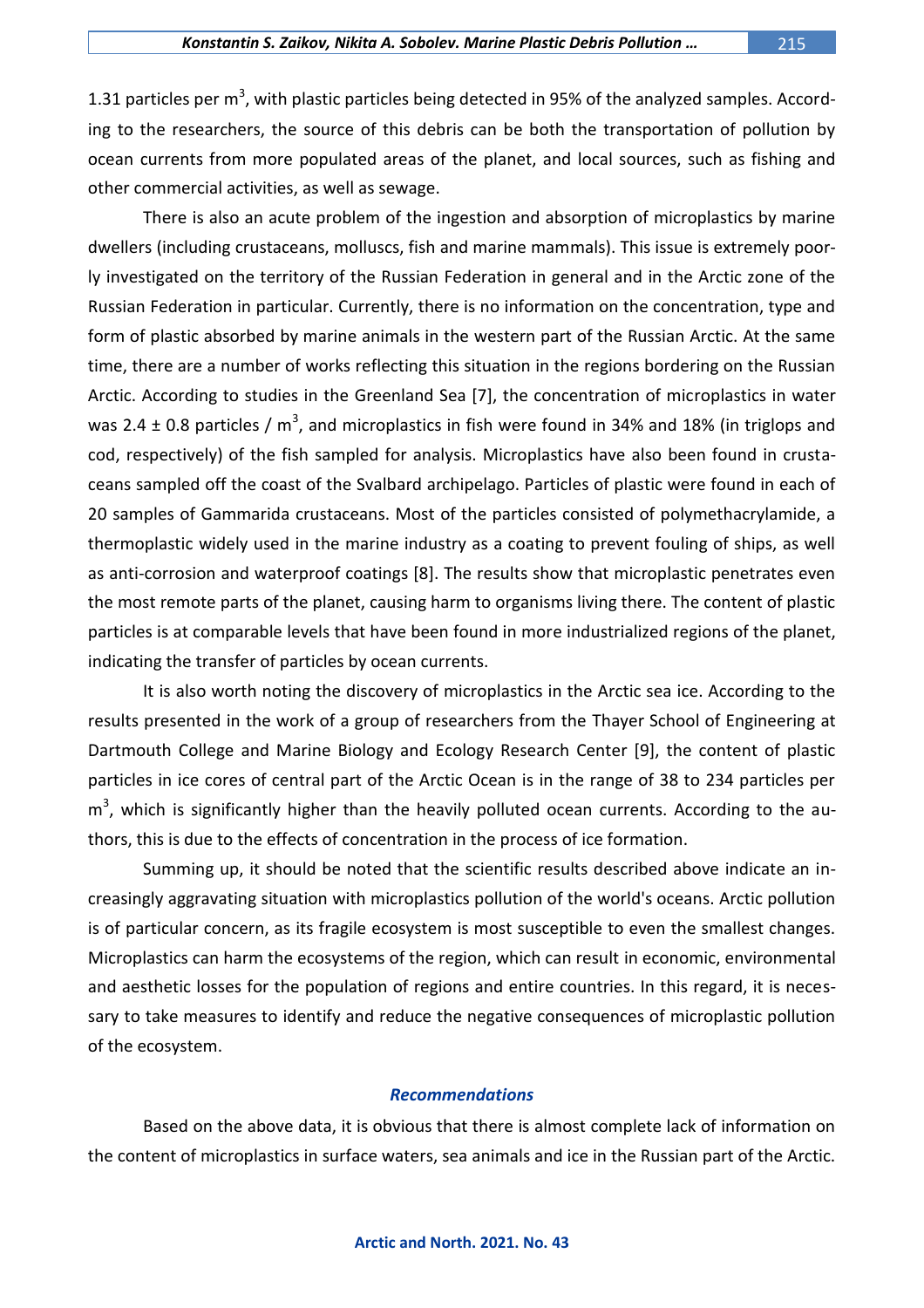1.31 particles per $m^3$, with plastic particles being detected in 95% of the analyzed samples. According to the researchers, the source of this debris can be both the transportation of pollution by ocean currents from more populated areas of the planet, and local sources, such as fishing and other commercial activities, as well as sewage.

There is also an acute problem of the ingestion and absorption of microplastics by marine dwellers (including crustaceans, molluscs, fish and marine mammals). This issue is extremely poorly investigated on the territory of the Russian Federation in general and in the Arctic zone of the Russian Federation in particular. Currently, there is no information on the concentration, type and form of plastic absorbed by marine animals in the western part of the Russian Arctic. At the same time, there are a number of works reflecting this situation in the regions bordering on the Russian Arctic. According to studies in the Greenland Sea [7], the concentration of microplastics in water was $2.4 \pm 0.8$ particles / $m^3$, and microplastics in fish were found in 34% and 18% (in triglops and cod, respectively) of the fish sampled for analysis. Microplastics have also been found in crustaceans sampled off the coast of the Svalbard archipelago. Particles of plastic were found in each of 20 samples of Gammarida crustaceans. Most of the particles consisted of polymethacrylamide, a thermoplastic widely used in the marine industry as a coating to prevent fouling of ships, as well as anti-corrosion and waterproof coatings [8]. The results show that microplastic penetrates even the most remote parts of the planet, causing harm to organisms living there. The content of plastic particles is at comparable levels that have been found in more industrialized regions of the planet, indicating the transfer of particles by ocean currents.

It is also worth noting the discovery of microplastics in the Arctic sea ice. According to the results presented in the work of a group of researchers from the Thayer School of Engineering at Dartmouth College and Marine Biology and Ecology Research Center [9], the content of plastic particles in ice cores of central part of the Arctic Ocean is in the range of 38 to 234 particles per $m^3$, which is significantly higher than the heavily polluted ocean currents. According to the authors, this is due to the effects of concentration in the process of ice formation.

Summing up, it should be noted that the scientific results described above indicate an increasingly aggravating situation with microplastics pollution of the world's oceans. Arctic pollution is of particular concern, as its fragile ecosystem is most susceptible to even the smallest changes. Microplastics can harm the ecosystems of the region, which can result in economic, environmental and aesthetic losses for the population of regions and entire countries. In this regard, it is necessary to take measures to identify and reduce the negative consequences of microplastic pollution of the ecosystem.

## *Recommendations*

Based on the above data, it is obvious that there is almost complete lack of information on the content of microplastics in surface waters, sea animals and ice in the Russian part of the Arctic.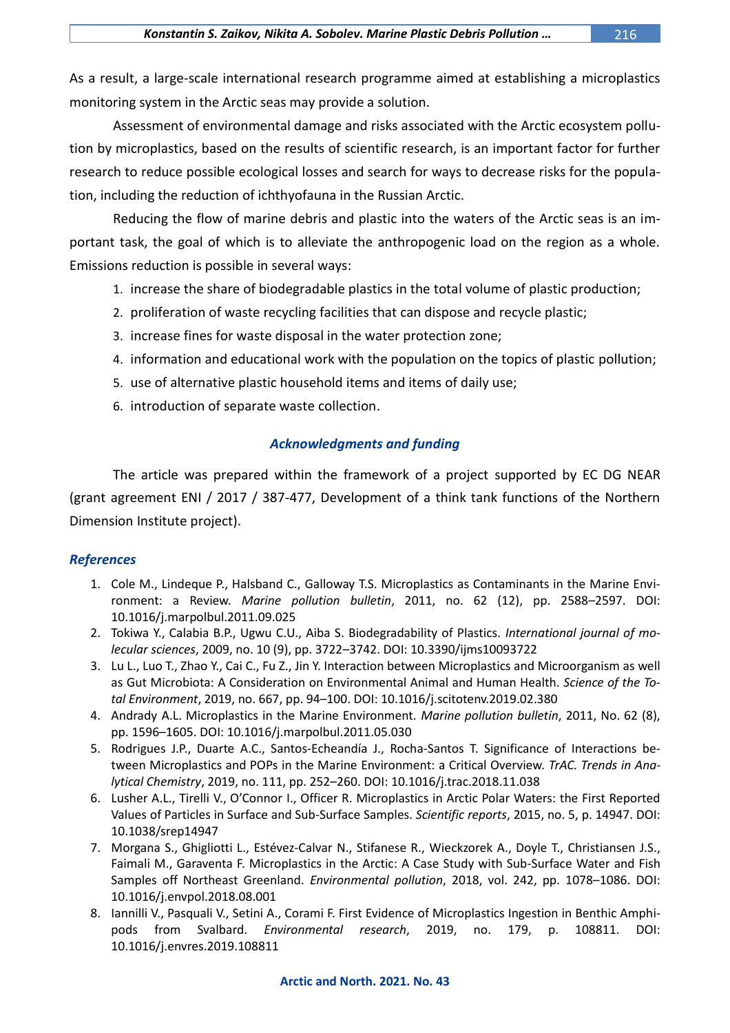As a result, a large-scale international research programme aimed at establishing a microplastics monitoring system in the Arctic seas may provide a solution.

Assessment of environmental damage and risks associated with the Arctic ecosystem pollution by microplastics, based on the results of scientific research, is an important factor for further research to reduce possible ecological losses and search for ways to decrease risks for the population, including the reduction of ichthyofauna in the Russian Arctic.

Reducing the flow of marine debris and plastic into the waters of the Arctic seas is an important task, the goal of which is to alleviate the anthropogenic load on the region as a whole. Emissions reduction is possible in several ways:

1. increase the share of biodegradable plastics in the total volume of plastic production;
2. proliferation of waste recycling facilities that can dispose and recycle plastic;
3. increase fines for waste disposal in the water protection zone;
4. information and educational work with the population on the topics of plastic pollution;
5. use of alternative plastic household items and items of daily use;
6. introduction of separate waste collection.

## *Acknowledgments and funding*

The article was prepared within the framework of a project supported by EC DG NEAR (grant agreement ENI / 2017 / 387-477, Development of a think tank functions of the Northern Dimension Institute project).

## *References*

1. Cole M., Lindeque P., Halsband C., Galloway T.S. Microplastics as Contaminants in the Marine Environment: a Review. *Marine pollution bulletin*, 2011, no. 62 (12), pp. 2588–2597. DOI: 10.1016/j.marpolbul.2011.09.025
2. Tokiwa Y., Calabia B.P., Ugwu C.U., Aiba S. Biodegradability of Plastics. *International journal of molecular sciences*, 2009, no. 10 (9), pp. 3722–3742. DOI: 10.3390/ijms10093722
3. Lu L., Luo T., Zhao Y., Cai C., Fu Z., Jin Y. Interaction between Microplastics and Microorganism as well as Gut Microbiota: A Consideration on Environmental Animal and Human Health. *Science of the Total Environment*, 2019, no. 667, pp. 94–100. DOI: 10.1016/j.scitotenv.2019.02.380
4. Andrady A.L. Microplastics in the Marine Environment. *Marine pollution bulletin*, 2011, No. 62 (8), pp. 1596–1605. DOI: 10.1016/j.marpolbul.2011.05.030
5. Rodrigues J.P., Duarte A.C., Santos-Echeandía J., Rocha-Santos T. Significance of Interactions between Microplastics and POPs in the Marine Environment: a Critical Overview. *TrAC. Trends in Analytical Chemistry*, 2019, no. 111, pp. 252–260. DOI: 10.1016/j.trac.2018.11.038
6. Lusher A.L., Tirelli V., O'Connor I., Officer R. Microplastics in Arctic Polar Waters: the First Reported Values of Particles in Surface and Sub-Surface Samples. *Scientific reports*, 2015, no. 5, p. 14947. DOI: 10.1038/srep14947
7. Morgana S., Ghigliotti L., Estévez-Calvar N., Stifanese R., Wieckzorek A., Doyle T., Christiansen J.S., Faimali M., Garaventa F. Microplastics in the Arctic: A Case Study with Sub-Surface Water and Fish Samples off Northeast Greenland. *Environmental pollution*, 2018, vol. 242, pp. 1078–1086. DOI: 10.1016/j.envpol.2018.08.001
8. Iannilli V., Pasquali V., Setini A., Corami F. First Evidence of Microplastics Ingestion in Benthic Amphipods from Svalbard. *Environmental research*, 2019, no. 179, p. 108811. DOI: 10.1016/j.envres.2019.108811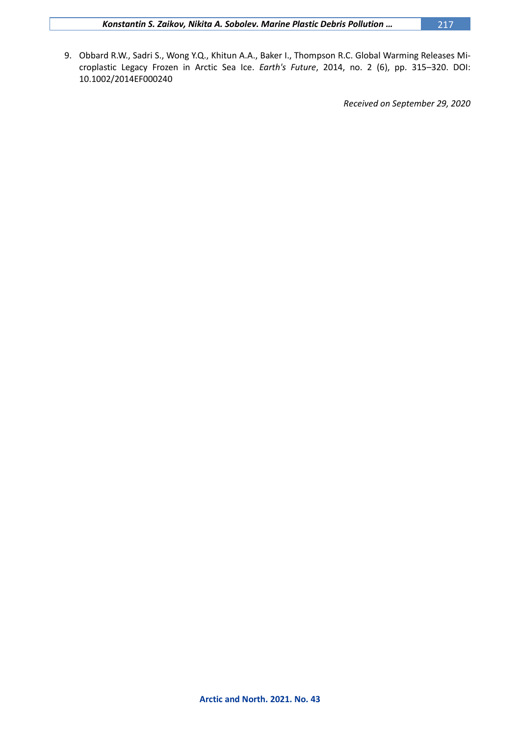9. Obbard R.W., Sadri S., Wong Y.Q., Khitun A.A., Baker I., Thompson R.C. Global Warming Releases Microplastic Legacy Frozen in Arctic Sea Ice. *Earth's Future*, 2014, no. 2 (6), pp. 315–320. DOI: 10.1002/2014EF000240

*Received on September 29, 2020*